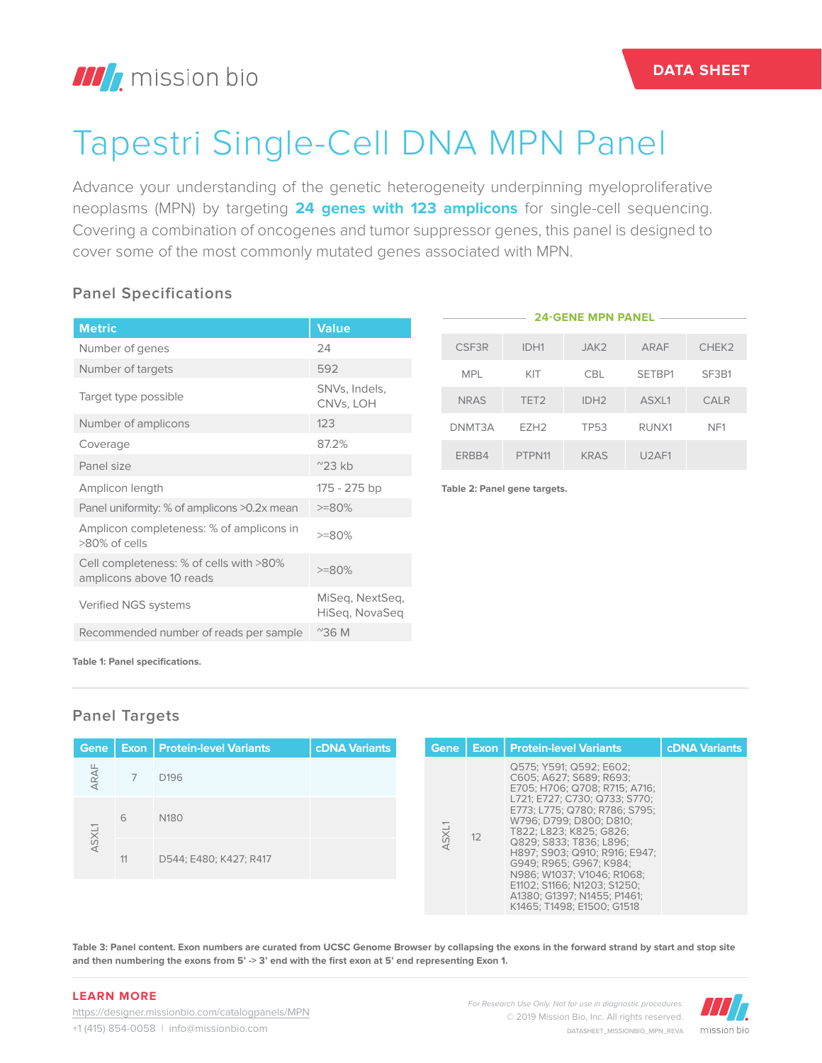mission bio

DATA SHEET

# Tapestri Single-Cell DNA MPN Panel

Advance your understanding of the genetic heterogeneity underpinning myeloproliferative neoplasms (MPN) by targeting **24 genes with 123 amplicons** for single-cell sequencing. Covering a combination of oncogenes and tumor suppressor genes, this panel is designed to cover some of the most commonly mutated genes associated with MPN.

## Panel Specifications

| Metric | Value |
|---|---|
| Number of genes | 24 |
| Number of targets | 592 |
| Target type possible | SNVs, Indels, CNVs, LOH |
| Number of amplicons | 123 |
| Coverage | 87.2% |
| Panel size | ~23 kb |
| Amplicon length | 175 - 275 bp |
| Panel uniformity: % of amplicons >0.2x mean | >=80% |
| Amplicon completeness: % of amplicons in >80% of cells | >=80% |
| Cell completeness: % of cells with >80% amplicons above 10 reads | >=80% |
| Verified NGS systems | MiSeq, NextSeq, HiSeq, NovaSeq |
| Recommended number of reads per sample | ~36 M |

**Table 1: Panel specifications.**

**24-GENE MPN PANEL**

| | | | | |
|---|---|---|---|---|
| CSF3R | IDH1 | JAK2 | ARAF | CHEK2 |
| MPL | KIT | CBL | SETBP1 | SF3B1 |
| NRAS | TET2 | IDH2 | ASXL1 | CALR |
| DNMT3A | EZH2 | TP53 | RUNX1 | NF1 |
| ERBB4 | PTPN11 | KRAS | U2AF1 | |

**Table 2: Panel gene targets.**

## Panel Targets

| Gene | Exon | Protein-level Variants | cDNA Variants |
|---|---|---|---|
| ARAF | 7 | D196 | |
| ASXL1 | 6 | N180 | |
| ASXL1 | 11 | D544; E480; K427; R417 | |
| ASXL1 | 12 | Q575; Y591; Q592; E602; C605; A627; S689; R693; E705; H706; Q708; R715; A716; L721; E727; C730; Q733; S770; E773; L775; Q780; R786; S795; W796; D799; D800; D810; T822; L823; K825; G826; Q829; S833; T836; L896; H897; S903; Q910; R916; E947; G949; R965; G967; K984; N986; W1037; V1046; R1068; E1102; S1166; N1203; S1250; A1380; G1397; N1455; P1461; K1465; T1498; E1500; G1518 | |

**Table 3: Panel content. Exon numbers are curated from UCSC Genome Browser by collapsing the exons in the forward strand by start and stop site and then numbering the exons from 5' -> 3' end with the first exon at 5' end representing Exon 1.**

**LEARN MORE**

https://designer.missionbio.com/catalogpanels/MPN

+1 (415) 854-0058 | info@missionbio.com

*For Research Use Only. Not for use in diagnostic procedures.*

© 2019 Mission Bio, Inc. All rights reserved.

DATASHEET_MISSIONBIO_MPN_REVA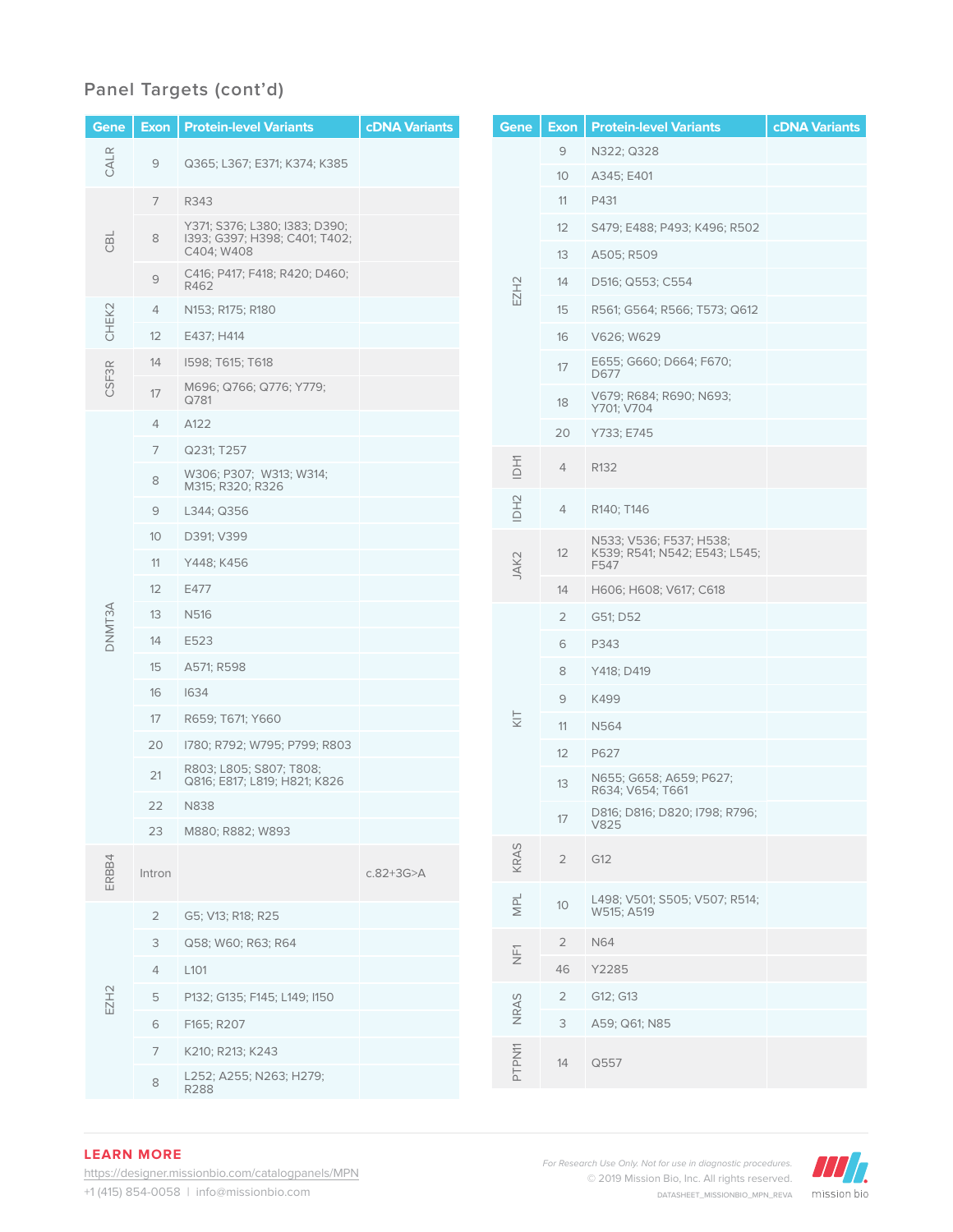## Panel Targets (cont'd)

| Gene | Exon | Protein-level Variants | cDNA Variants |
|---|---|---|---|
| CALR | 9 | Q365; L367; E371; K374; K385 | |
| CBL | 7 | R343 | |
| | 8 | Y371; S376; L380; I383; D390; I393; G397; H398; C401; T402; C404; W408 | |
| | 9 | C416; P417; F418; R420; D460; R462 | |
| CHEK2 | 4 | N153; R175; R180 | |
| | 12 | E437; H414 | |
| CSF3R | 14 | I598; T615; T618 | |
| | 17 | M696; Q766; Q776; Y779; Q781 | |
| DNMT3A | 4 | A122 | |
| | 7 | Q231; T257 | |
| | 8 | W306; P307; W313; W314; M315; R320; R326 | |
| | 9 | L344; Q356 | |
| | 10 | D391; V399 | |
| | 11 | Y448; K456 | |
| | 12 | E477 | |
| | 13 | N516 | |
| | 14 | E523 | |
| | 15 | A571; R598 | |
| | 16 | I634 | |
| | 17 | R659; T671; Y660 | |
| | 20 | I780; R792; W795; P799; R803 | |
| | 21 | R803; L805; S807; T808; Q816; E817; L819; H821; K826 | |
| | 22 | N838 | |
| | 23 | M880; R882; W893 | |
| ERBB4 | Intron | | c.82+3G>A |
| EZH2 | 2 | G5; V13; R18; R25 | |
| | 3 | Q58; W60; R63; R64 | |
| | 4 | L101 | |
| | 5 | P132; G135; F145; L149; I150 | |
| | 6 | F165; R207 | |
| | 7 | K210; R213; K243 | |
| | 8 | L252; A255; N263; H279; R288 | |
| EZH2 | 9 | N322; Q328 | |
| | 10 | A345; E401 | |
| | 11 | P431 | |
| | 12 | S479; E488; P493; K496; R502 | |
| | 13 | A505; R509 | |
| | 14 | D516; Q553; C554 | |
| | 15 | R561; G564; R566; T573; Q612 | |
| | 16 | V626; W629 | |
| | 17 | E655; G660; D664; F670; D677 | |
| | 18 | V679; R684; R690; N693; Y701; V704 | |
| | 20 | Y733; E745 | |
| IDH1 | 4 | R132 | |
| IDH2 | 4 | R140; T146 | |
| JAK2 | 12 | N533; V536; F537; H538; K539; R541; N542; E543; L545; F547 | |
| | 14 | H606; H608; V617; C618 | |
| KIT | 2 | G51; D52 | |
| | 6 | P343 | |
| | 8 | Y418; D419 | |
| | 9 | K499 | |
| | 11 | N564 | |
| | 12 | P627 | |
| | 13 | N655; G658; A659; P627; R634; V654; T661 | |
| | 17 | D816; D816; D820; I798; R796; V825 | |
| KRAS | 2 | G12 | |
| MPL | 10 | L498; V501; S505; V507; R514; W515; A519 | |
| NF1 | 2 | N64 | |
| | 46 | Y2285 | |
| NRAS | 2 | G12; G13 | |
| | 3 | A59; Q61; N85 | |
| PTPN11 | 14 | Q557 | |

**LEARN MORE**
https://designer.missionbio.com/catalogpanels/MPN
+1 (415) 854-0058 | info@missionbio.com

*For Research Use Only. Not for use in diagnostic procedures.*
© 2019 Mission Bio, Inc. All rights reserved.
DATASHEET_MISSIONBIO_MPN_REVA

mission bio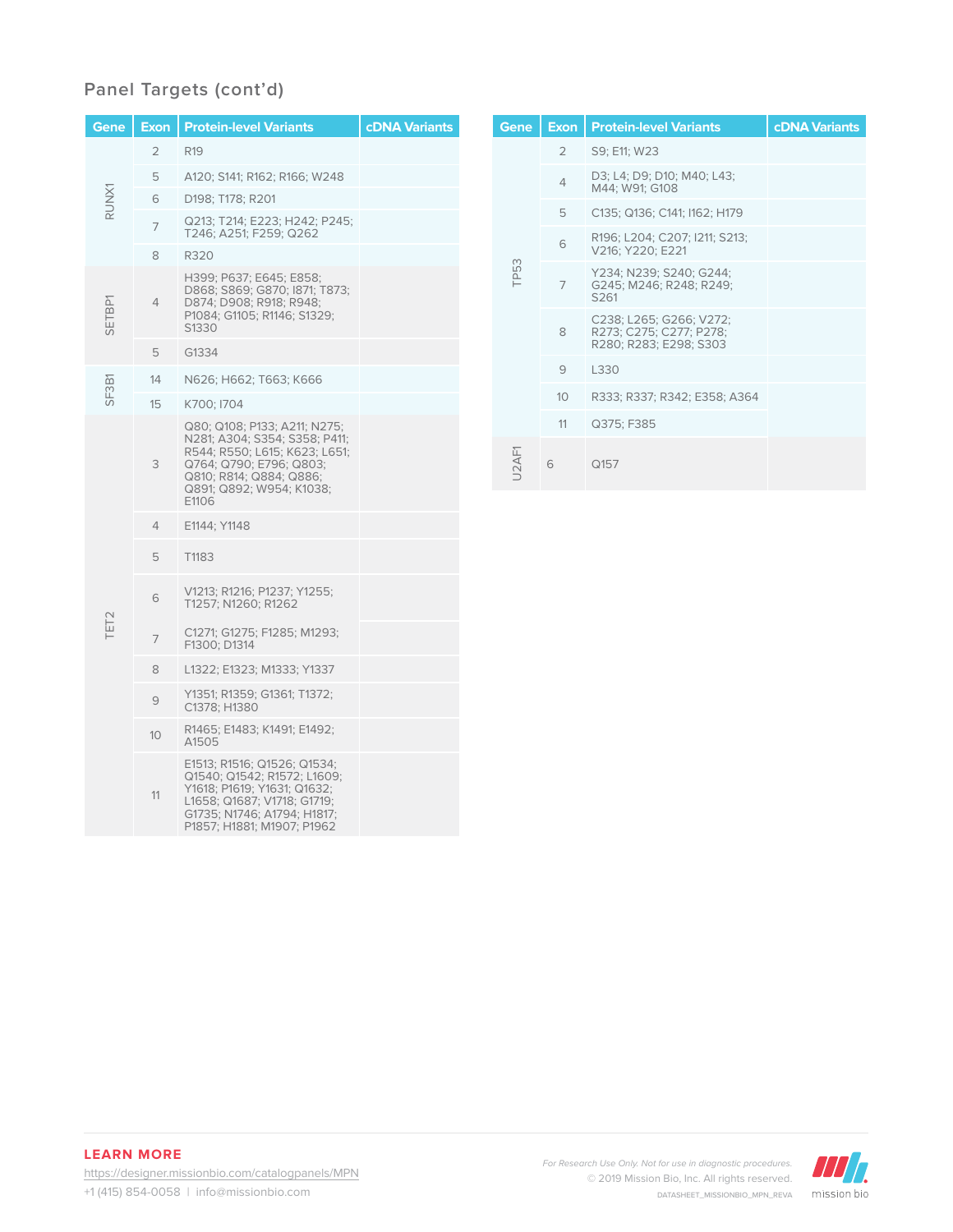## Panel Targets (cont'd)

| Gene | Exon | Protein-level Variants | cDNA Variants |
|---|---|---|---|
| RUNX1 | 2 | R19 | |
| | 5 | A120; S141; R162; R166; W248 | |
| | 6 | D198; T178; R201 | |
| | 7 | Q213; T214; E223; H242; P245; T246; A251; F259; Q262 | |
| | 8 | R320 | |
| SETBP1 | 4 | H399; P637; E645; E858; D868; S869; G870; I871; T873; D874; D908; R918; R948; P1084; G1105; R1146; S1329; S1330 | |
| | 5 | G1334 | |
| SF3B1 | 14 | N626; H662; T663; K666 | |
| | 15 | K700; I704 | |
| TET2 | 3 | Q80; Q108; P133; A211; N275; N281; A304; S354; S358; P411; R544; R550; L615; K623; L651; Q764; Q790; E796; Q803; Q810; R814; Q884; Q886; Q891; Q892; W954; K1038; E1106 | |
| | 4 | E1144; Y1148 | |
| | 5 | T1183 | |
| | 6 | V1213; R1216; P1237; Y1255; T1257; N1260; R1262 | |
| | 7 | C1271; G1275; F1285; M1293; F1300; D1314 | |
| | 8 | L1322; E1323; M1333; Y1337 | |
| | 9 | Y1351; R1359; G1361; T1372; C1378; H1380 | |
| | 10 | R1465; E1483; K1491; E1492; A1505 | |
| | 11 | E1513; R1516; Q1526; Q1534; Q1540; Q1542; R1572; L1609; Y1618; P1619; Y1631; Q1632; L1658; Q1687; V1718; G1719; G1735; N1746; A1794; H1817; P1857; H1881; M1907; P1962 | |

| Gene | Exon | Protein-level Variants | cDNA Variants |
|---|---|---|---|
| TP53 | 2 | S9; E11; W23 | |
| | 4 | D3; L4; D9; D10; M40; L43; M44; W91; G108 | |
| | 5 | C135; Q136; C141; I162; H179 | |
| | 6 | R196; L204; C207; I211; S213; V216; Y220; E221 | |
| | 7 | Y234; N239; S240; G244; G245; M246; R248; R249; S261 | |
| | 8 | C238; L265; G266; V272; R273; C275; C277; P278; R280; R283; E298; S303 | |
| | 9 | L330 | |
| | 10 | R333; R337; R342; E358; A364 | |
| | 11 | Q375; F385 | |
| U2AF1 | 6 | Q157 | |

**LEARN MORE**

https://designer.missionbio.com/catalogpanels/MPN

+1 (415) 854-0058 | info@missionbio.com

*For Research Use Only. Not for use in diagnostic procedures.*

© 2019 Mission Bio, Inc. All rights reserved.

DATASHEET_MISSIONBIO_MPN_REVA

mission bio